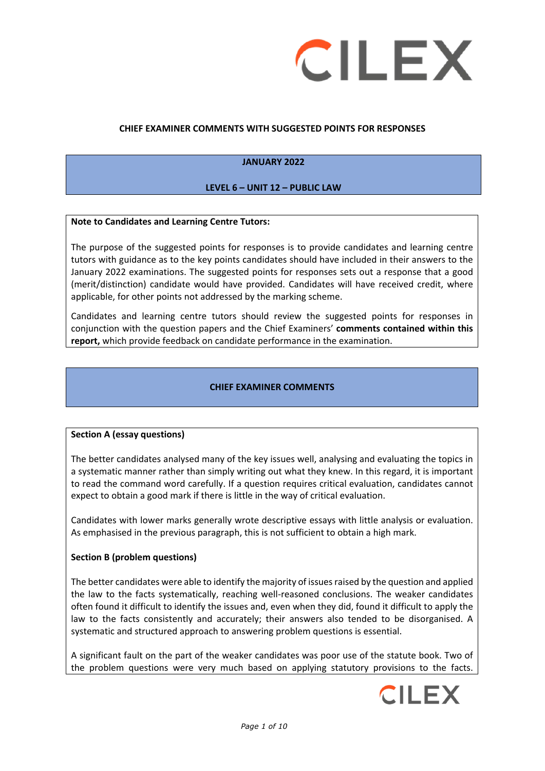**CHIEF EXAMINER COMMENTS WITH SUGGESTED POINTS FOR RESPONSES**

**JANUARY 2022**

**LEVEL 6 – UNIT 12 – PUBLIC LAW**

**Note to Candidates and Learning Centre Tutors:**

The purpose of the suggested points for responses is to provide candidates and learning centre tutors with guidance as to the key points candidates should have included in their answers to the January 2022 examinations. The suggested points for responses sets out a response that a good (merit/distinction) candidate would have provided. Candidates will have received credit, where applicable, for other points not addressed by the marking scheme.

Candidates and learning centre tutors should review the suggested points for responses in conjunction with the question papers and the Chief Examiners' **comments contained within this report,** which provide feedback on candidate performance in the examination.

## CHIEF EXAMINER COMMENTS

### Section A (essay questions)

The better candidates analysed many of the key issues well, analysing and evaluating the topics in a systematic manner rather than simply writing out what they knew. In this regard, it is important to read the command word carefully. If a question requires critical evaluation, candidates cannot expect to obtain a good mark if there is little in the way of critical evaluation.

Candidates with lower marks generally wrote descriptive essays with little analysis or evaluation. As emphasised in the previous paragraph, this is not sufficient to obtain a high mark.

### Section B (problem questions)

The better candidates were able to identify the majority of issues raised by the question and applied the law to the facts systematically, reaching well-reasoned conclusions. The weaker candidates often found it difficult to identify the issues and, even when they did, found it difficult to apply the law to the facts consistently and accurately; their answers also tended to be disorganised. A systematic and structured approach to answering problem questions is essential.

A significant fault on the part of the weaker candidates was poor use of the statute book. Two of the problem questions were very much based on applying statutory provisions to the facts.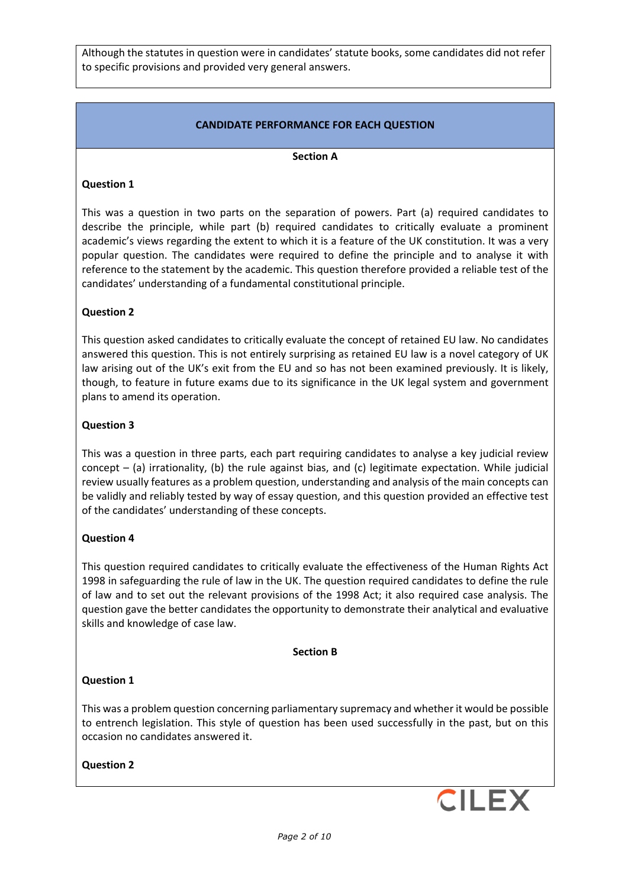Although the statutes in question were in candidates' statute books, some candidates did not refer to specific provisions and provided very general answers.

## CANDIDATE PERFORMANCE FOR EACH QUESTION

### Section A

**Question 1**

This was a question in two parts on the separation of powers. Part (a) required candidates to describe the principle, while part (b) required candidates to critically evaluate a prominent academic's views regarding the extent to which it is a feature of the UK constitution. It was a very popular question. The candidates were required to define the principle and to analyse it with reference to the statement by the academic. This question therefore provided a reliable test of the candidates' understanding of a fundamental constitutional principle.

**Question 2**

This question asked candidates to critically evaluate the concept of retained EU law. No candidates answered this question. This is not entirely surprising as retained EU law is a novel category of UK law arising out of the UK's exit from the EU and so has not been examined previously. It is likely, though, to feature in future exams due to its significance in the UK legal system and government plans to amend its operation.

**Question 3**

This was a question in three parts, each part requiring candidates to analyse a key judicial review concept – (a) irrationality, (b) the rule against bias, and (c) legitimate expectation. While judicial review usually features as a problem question, understanding and analysis of the main concepts can be validly and reliably tested by way of essay question, and this question provided an effective test of the candidates' understanding of these concepts.

**Question 4**

This question required candidates to critically evaluate the effectiveness of the Human Rights Act 1998 in safeguarding the rule of law in the UK. The question required candidates to define the rule of law and to set out the relevant provisions of the 1998 Act; it also required case analysis. The question gave the better candidates the opportunity to demonstrate their analytical and evaluative skills and knowledge of case law.

### Section B

**Question 1**

This was a problem question concerning parliamentary supremacy and whether it would be possible to entrench legislation. This style of question has been used successfully in the past, but on this occasion no candidates answered it.

**Question 2**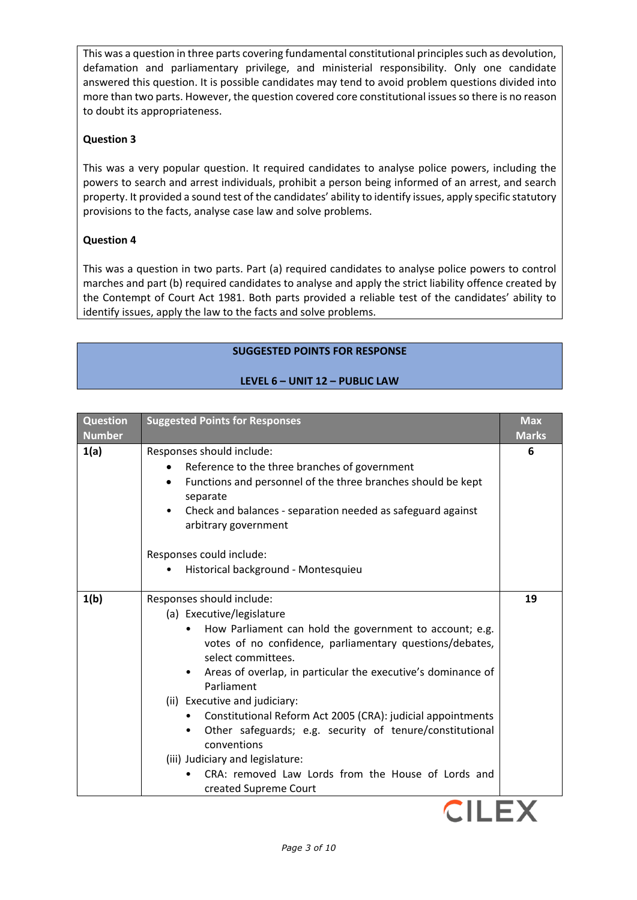This was a question in three parts covering fundamental constitutional principles such as devolution, defamation and parliamentary privilege, and ministerial responsibility. Only one candidate answered this question. It is possible candidates may tend to avoid problem questions divided into more than two parts. However, the question covered core constitutional issues so there is no reason to doubt its appropriateness.

**Question 3**

This was a very popular question. It required candidates to analyse police powers, including the powers to search and arrest individuals, prohibit a person being informed of an arrest, and search property. It provided a sound test of the candidates' ability to identify issues, apply specific statutory provisions to the facts, analyse case law and solve problems.

**Question 4**

This was a question in two parts. Part (a) required candidates to analyse police powers to control marches and part (b) required candidates to analyse and apply the strict liability offence created by the Contempt of Court Act 1981. Both parts provided a reliable test of the candidates' ability to identify issues, apply the law to the facts and solve problems.

## SUGGESTED POINTS FOR RESPONSE

## LEVEL 6 – UNIT 12 – PUBLIC LAW

| Question Number | Suggested Points for Responses | Max Marks |
|---|---|---|
| **1(a)** | Responses should include:<br>• Reference to the three branches of government<br>• Functions and personnel of the three branches should be kept separate<br>• Check and balances - separation needed as safeguard against arbitrary government<br><br>Responses could include:<br>• Historical background - Montesquieu | **6** |
| **1(b)** | Responses should include:<br>(a) Executive/legislature<br>• How Parliament can hold the government to account; e.g. votes of no confidence, parliamentary questions/debates, select committees.<br>• Areas of overlap, in particular the executive's dominance of Parliament<br>(ii) Executive and judiciary:<br>• Constitutional Reform Act 2005 (CRA): judicial appointments<br>• Other safeguards; e.g. security of tenure/constitutional conventions<br>(iii) Judiciary and legislature:<br>• CRA: removed Law Lords from the House of Lords and created Supreme Court | **19** |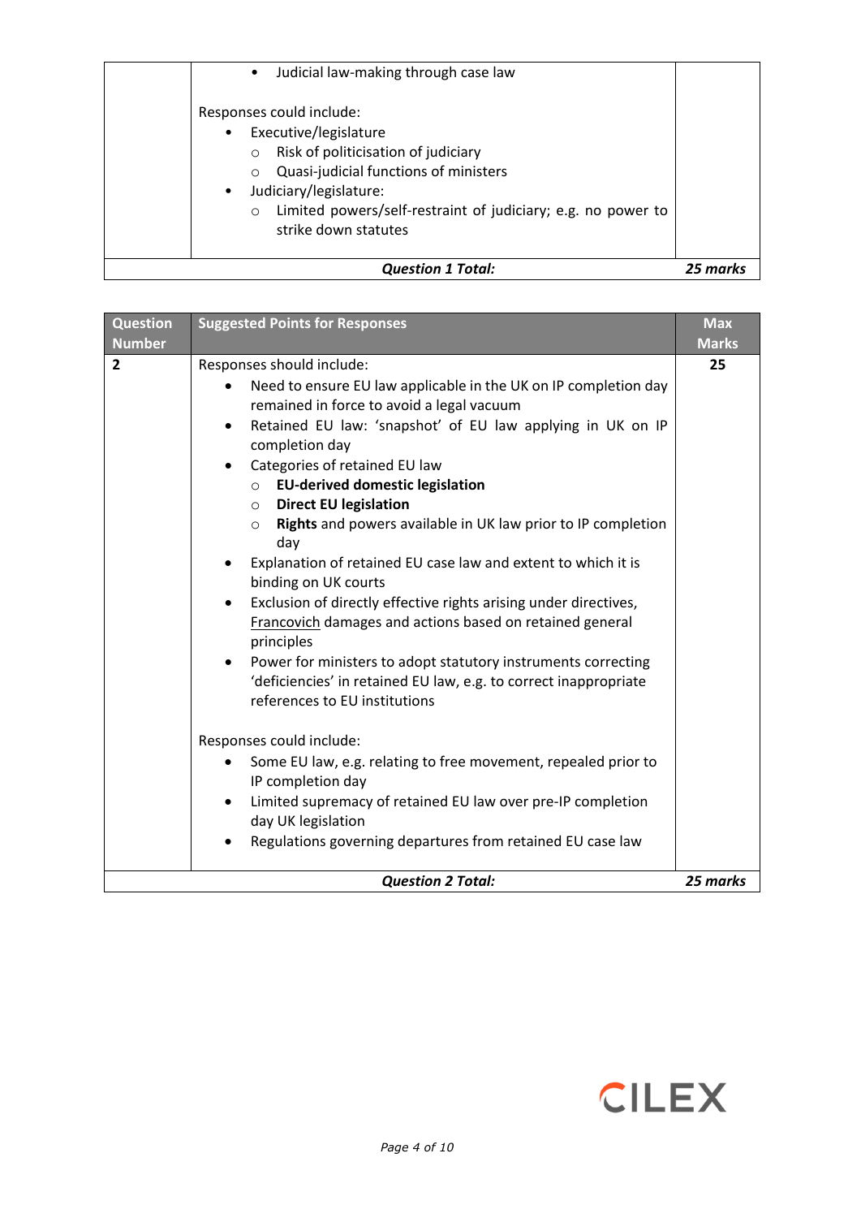| | | |
|---|---|---|
| | • Judicial law-making through case law<br><br>Responses could include:<br>• Executive/legislature<br>  ○ Risk of politicisation of judiciary<br>  ○ Quasi-judicial functions of ministers<br>• Judiciary/legislature:<br>  ○ Limited powers/self-restraint of judiciary; e.g. no power to strike down statutes | |
| | ***Question 1 Total:*** | ***25 marks*** |

| Question Number | Suggested Points for Responses | Max Marks |
|---|---|---|
| **2** | Responses should include:<br>• Need to ensure EU law applicable in the UK on IP completion day remained in force to avoid a legal vacuum<br>• Retained EU law: 'snapshot' of EU law applying in UK on IP completion day<br>• Categories of retained EU law<br>  ○ **EU-derived domestic legislation**<br>  ○ **Direct EU legislation**<br>  ○ **Rights** and powers available in UK law prior to IP completion day<br>• Explanation of retained EU case law and extent to which it is binding on UK courts<br>• Exclusion of directly effective rights arising under directives, <u>Francovich</u> damages and actions based on retained general principles<br>• Power for ministers to adopt statutory instruments correcting 'deficiencies' in retained EU law, e.g. to correct inappropriate references to EU institutions<br><br>Responses could include:<br>• Some EU law, e.g. relating to free movement, repealed prior to IP completion day<br>• Limited supremacy of retained EU law over pre-IP completion day UK legislation<br>• Regulations governing departures from retained EU case law | **25** |
| | ***Question 2 Total:*** | ***25 marks*** |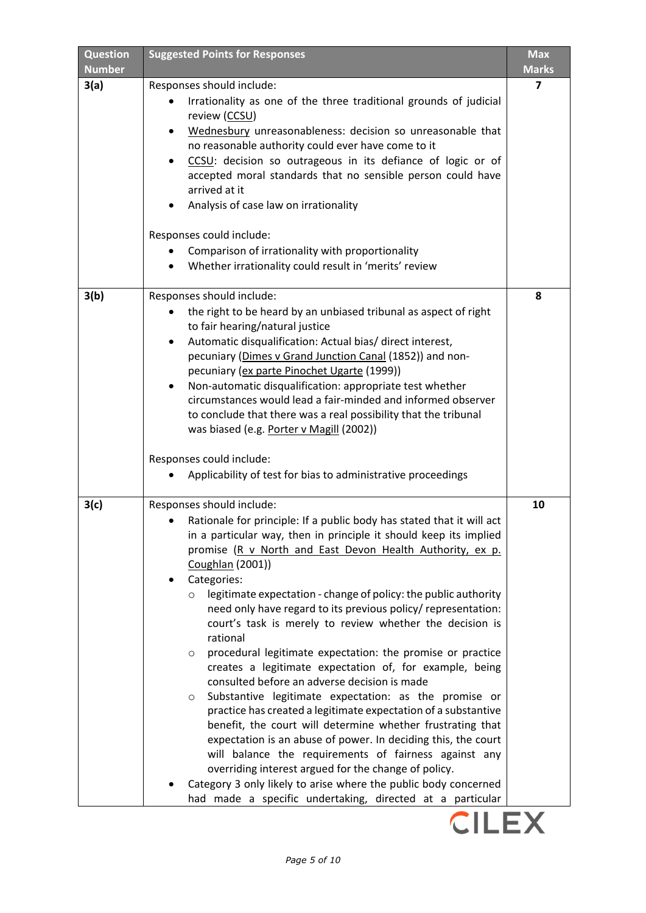| Question Number | Suggested Points for Responses | Max Marks |
| --- | --- | --- |
| **3(a)** | Responses should include:<br>• Irrationality as one of the three traditional grounds of judicial review (<u>CCSU</u>)<br>• <u>Wednesbury</u> unreasonableness: decision so unreasonable that no reasonable authority could ever have come to it<br>• <u>CCSU</u>: decision so outrageous in its defiance of logic or of accepted moral standards that no sensible person could have arrived at it<br>• Analysis of case law on irrationality<br><br>Responses could include:<br>• Comparison of irrationality with proportionality<br>• Whether irrationality could result in 'merits' review | **7** |
| **3(b)** | Responses should include:<br>• the right to be heard by an unbiased tribunal as aspect of right to fair hearing/natural justice<br>• Automatic disqualification: Actual bias/ direct interest, pecuniary (<u>Dimes v Grand Junction Canal</u> (1852)) and non-pecuniary (<u>ex parte Pinochet Ugarte</u> (1999))<br>• Non-automatic disqualification: appropriate test whether circumstances would lead a fair-minded and informed observer to conclude that there was a real possibility that the tribunal was biased (e.g. <u>Porter v Magill</u> (2002))<br><br>Responses could include:<br>• Applicability of test for bias to administrative proceedings | **8** |
| **3(c)** | Responses should include:<br>• Rationale for principle: If a public body has stated that it will act in a particular way, then in principle it should keep its implied promise (<u>R v North and East Devon Health Authority, ex p. Coughlan</u> (2001))<br>• Categories:<br>  ○ legitimate expectation - change of policy: the public authority need only have regard to its previous policy/ representation: court's task is merely to review whether the decision is rational<br>  ○ procedural legitimate expectation: the promise or practice creates a legitimate expectation of, for example, being consulted before an adverse decision is made<br>  ○ Substantive legitimate expectation: as the promise or practice has created a legitimate expectation of a substantive benefit, the court will determine whether frustrating that expectation is an abuse of power. In deciding this, the court will balance the requirements of fairness against any overriding interest argued for the change of policy.<br>• Category 3 only likely to arise where the public body concerned had made a specific undertaking, directed at a particular | **10** |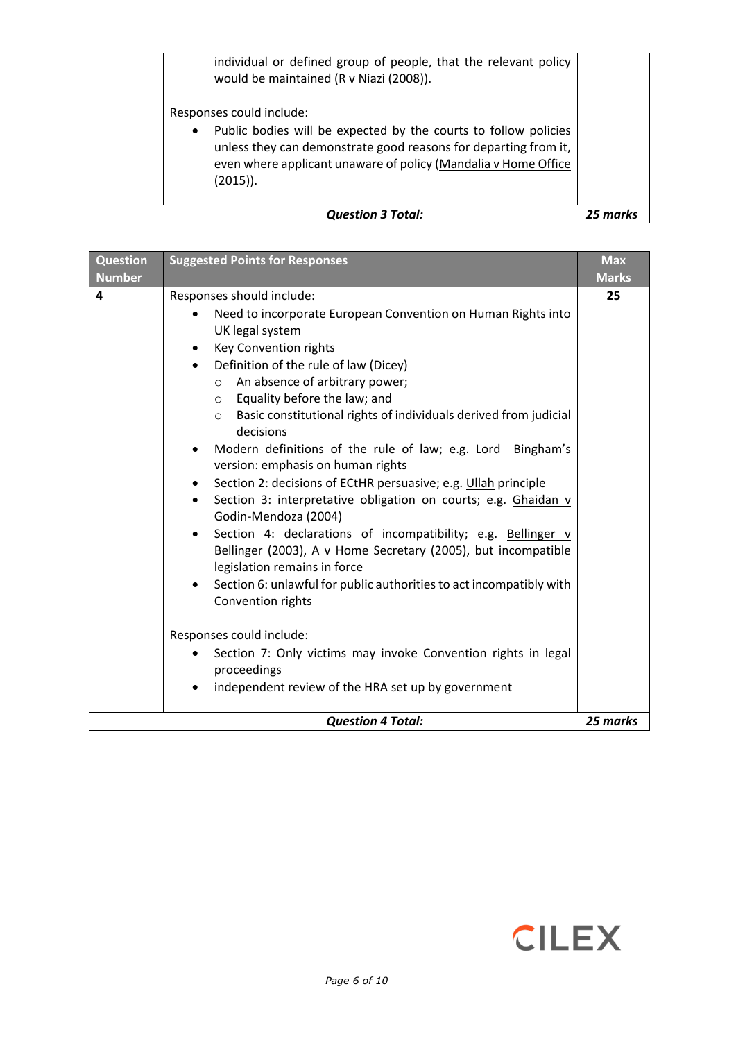| | | |
|---|---|---|
| | individual or defined group of people, that the relevant policy would be maintained (<u>R v Niazi</u> (2008)).<br><br>Responses could include:<br>• Public bodies will be expected by the courts to follow policies unless they can demonstrate good reasons for departing from it, even where applicant unaware of policy (<u>Mandalia v Home Office</u> (2015)). | |
| | ***Question 3 Total:*** | ***25 marks*** |

| Question Number | Suggested Points for Responses | Max Marks |
|---|---|---|
| 4 | Responses should include:<br>• Need to incorporate European Convention on Human Rights into UK legal system<br>• Key Convention rights<br>• Definition of the rule of law (Dicey)<br>  ○ An absence of arbitrary power;<br>  ○ Equality before the law; and<br>  ○ Basic constitutional rights of individuals derived from judicial decisions<br>• Modern definitions of the rule of law; e.g. Lord Bingham's version: emphasis on human rights<br>• Section 2: decisions of ECtHR persuasive; e.g. <u>Ullah</u> principle<br>• Section 3: interpretative obligation on courts; e.g. <u>Ghaidan v Godin-Mendoza</u> (2004)<br>• Section 4: declarations of incompatibility; e.g. <u>Bellinger v Bellinger</u> (2003), <u>A v Home Secretary</u> (2005), but incompatible legislation remains in force<br>• Section 6: unlawful for public authorities to act incompatibly with Convention rights<br><br>Responses could include:<br>• Section 7: Only victims may invoke Convention rights in legal proceedings<br>• independent review of the HRA set up by government | 25 |
| | ***Question 4 Total:*** | ***25 marks*** |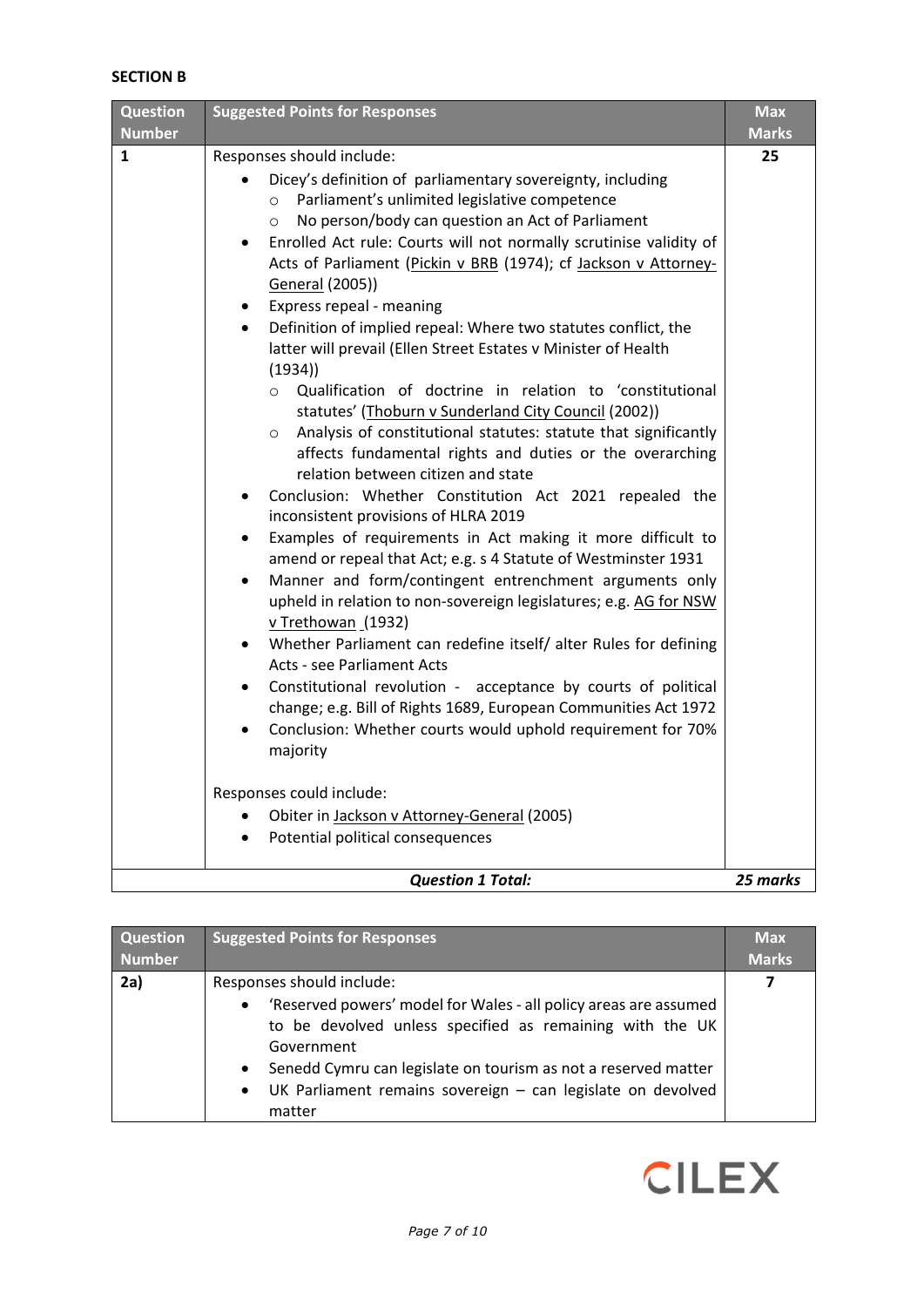**SECTION B**

| Question Number | Suggested Points for Responses | Max Marks |
|---|---|---|
| 1 | Responses should include:<br>• Dicey's definition of parliamentary sovereignty, including<br>&nbsp;&nbsp;&nbsp;&nbsp;○ Parliament's unlimited legislative competence<br>&nbsp;&nbsp;&nbsp;&nbsp;○ No person/body can question an Act of Parliament<br>• Enrolled Act rule: Courts will not normally scrutinise validity of Acts of Parliament (<u>Pickin v BRB</u> (1974); cf <u>Jackson v Attorney-General</u> (2005))<br>• Express repeal - meaning<br>• Definition of implied repeal: Where two statutes conflict, the latter will prevail (Ellen Street Estates v Minister of Health (1934))<br>&nbsp;&nbsp;&nbsp;&nbsp;○ Qualification of doctrine in relation to 'constitutional statutes' (<u>Thoburn v Sunderland City Council</u> (2002))<br>&nbsp;&nbsp;&nbsp;&nbsp;○ Analysis of constitutional statutes: statute that significantly affects fundamental rights and duties or the overarching relation between citizen and state<br>• Conclusion: Whether Constitution Act 2021 repealed the inconsistent provisions of HLRA 2019<br>• Examples of requirements in Act making it more difficult to amend or repeal that Act; e.g. s 4 Statute of Westminster 1931<br>• Manner and form/contingent entrenchment arguments only upheld in relation to non-sovereign legislatures; e.g. <u>AG for NSW v Trethowan</u> (1932)<br>• Whether Parliament can redefine itself/ alter Rules for defining Acts - see Parliament Acts<br>• Constitutional revolution - acceptance by courts of political change; e.g. Bill of Rights 1689, European Communities Act 1972<br>• Conclusion: Whether courts would uphold requirement for 70% majority<br><br>Responses could include:<br>• Obiter in <u>Jackson v Attorney-General</u> (2005)<br>• Potential political consequences | 25 |
| | ***Question 1 Total:*** | ***25 marks*** |

| Question Number | Suggested Points for Responses | Max Marks |
|---|---|---|
| 2a) | Responses should include:<br>• 'Reserved powers' model for Wales - all policy areas are assumed to be devolved unless specified as remaining with the UK Government<br>• Senedd Cymru can legislate on tourism as not a reserved matter<br>• UK Parliament remains sovereign – can legislate on devolved matter | 7 |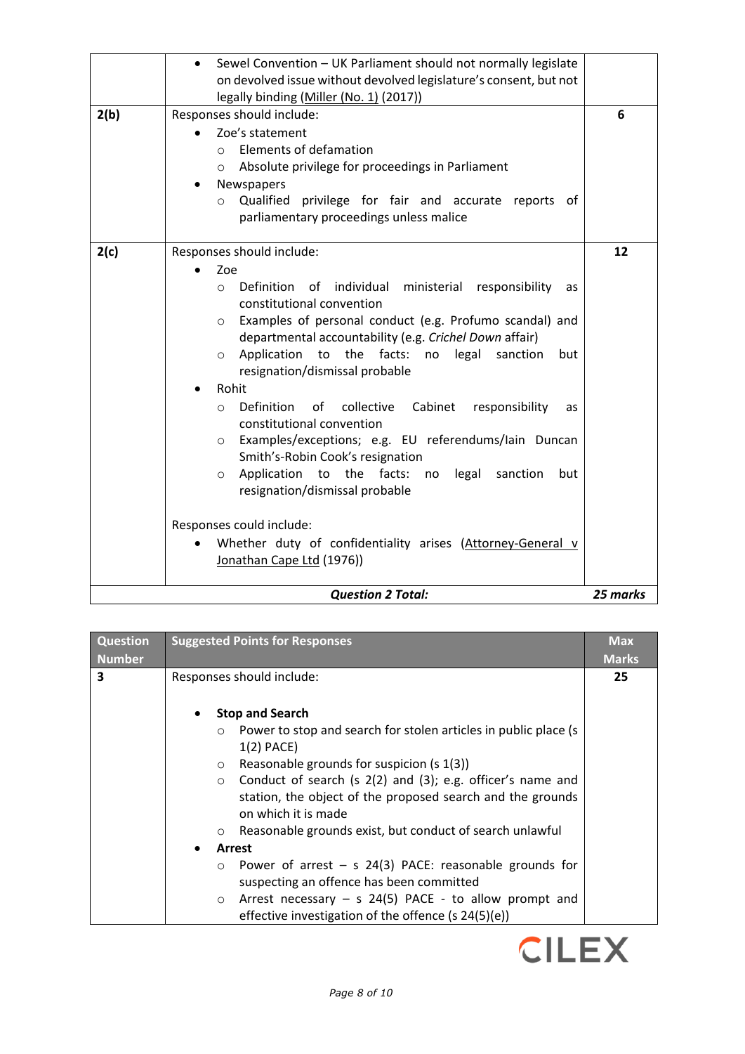| | | |
|---|---|---|
| | • Sewel Convention – UK Parliament should not normally legislate on devolved issue without devolved legislature's consent, but not legally binding (<u>Miller (No. 1)</u> (2017)) | |
| **2(b)** | Responses should include:<br>• Zoe's statement<br>  ○ Elements of defamation<br>  ○ Absolute privilege for proceedings in Parliament<br>• Newspapers<br>  ○ Qualified privilege for fair and accurate reports of parliamentary proceedings unless malice | **6** |
| **2(c)** | Responses should include:<br>• Zoe<br>  ○ Definition of individual ministerial responsibility as constitutional convention<br>  ○ Examples of personal conduct (e.g. Profumo scandal) and departmental accountability (e.g. *Crichel Down* affair)<br>  ○ Application to the facts: no legal sanction but resignation/dismissal probable<br>• Rohit<br>  ○ Definition of collective Cabinet responsibility as constitutional convention<br>  ○ Examples/exceptions; e.g. EU referendums/Iain Duncan Smith's-Robin Cook's resignation<br>  ○ Application to the facts: no legal sanction but resignation/dismissal probable<br><br>Responses could include:<br>• Whether duty of confidentiality arises (<u>Attorney-General v Jonathan Cape Ltd</u> (1976)) | **12** |
| | ***Question 2 Total:*** | ***25 marks*** |

| Question Number | Suggested Points for Responses | Max Marks |
|---|---|---|
| **3** | Responses should include:<br><br>• **Stop and Search**<br>  ○ Power to stop and search for stolen articles in public place (s 1(2) PACE)<br>  ○ Reasonable grounds for suspicion (s 1(3))<br>  ○ Conduct of search (s 2(2) and (3); e.g. officer's name and station, the object of the proposed search and the grounds on which it is made<br>  ○ Reasonable grounds exist, but conduct of search unlawful<br>• **Arrest**<br>  ○ Power of arrest – s 24(3) PACE: reasonable grounds for suspecting an offence has been committed<br>  ○ Arrest necessary – s 24(5) PACE - to allow prompt and effective investigation of the offence (s 24(5)(e)) | **25** |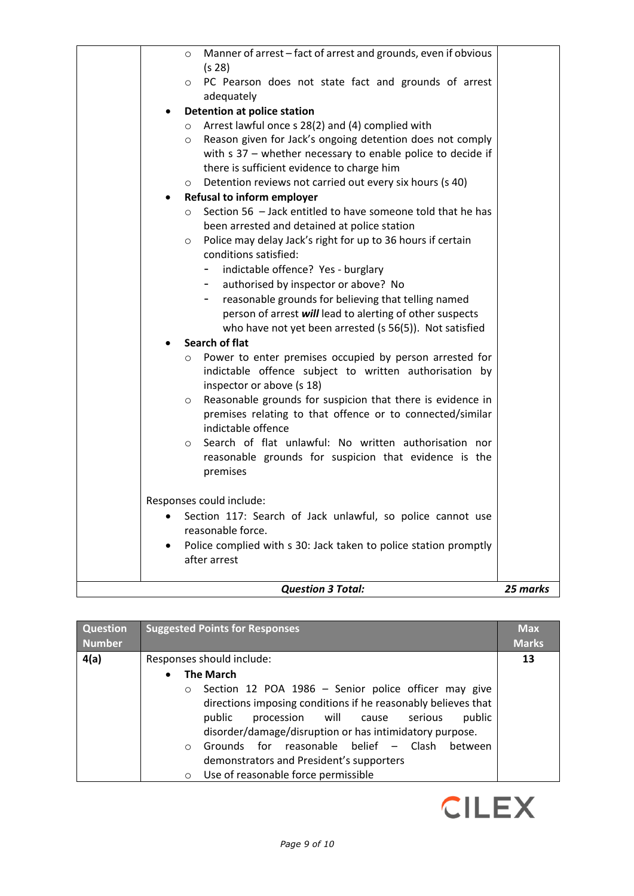| | | |
|---|---|---|
| | ◦ Manner of arrest – fact of arrest and grounds, even if obvious (s 28)<br>◦ PC Pearson does not state fact and grounds of arrest adequately<br>• **Detention at police station**<br>◦ Arrest lawful once s 28(2) and (4) complied with<br>◦ Reason given for Jack's ongoing detention does not comply with s 37 – whether necessary to enable police to decide if there is sufficient evidence to charge him<br>◦ Detention reviews not carried out every six hours (s 40)<br>• **Refusal to inform employer**<br>◦ Section 56 – Jack entitled to have someone told that he has been arrested and detained at police station<br>◦ Police may delay Jack's right for up to 36 hours if certain conditions satisfied:<br>- indictable offence? Yes - burglary<br>- authorised by inspector or above? No<br>- reasonable grounds for believing that telling named person of arrest ***will*** lead to alerting of other suspects who have not yet been arrested (s 56(5)). Not satisfied<br>• **Search of flat**<br>◦ Power to enter premises occupied by person arrested for indictable offence subject to written authorisation by inspector or above (s 18)<br>◦ Reasonable grounds for suspicion that there is evidence in premises relating to that offence or to connected/similar indictable offence<br>◦ Search of flat unlawful: No written authorisation nor reasonable grounds for suspicion that evidence is the premises<br><br>Responses could include:<br>• Section 117: Search of Jack unlawful, so police cannot use reasonable force.<br>• Police complied with s 30: Jack taken to police station promptly after arrest | |
| | ***Question 3 Total:*** | ***25 marks*** |

| Question Number | Suggested Points for Responses | Max Marks |
|---|---|---|
| **4(a)** | Responses should include:<br>• **The March**<br>◦ Section 12 POA 1986 – Senior police officer may give directions imposing conditions if he reasonably believes that public procession will cause serious public disorder/damage/disruption or has intimidatory purpose.<br>◦ Grounds for reasonable belief – Clash between demonstrators and President's supporters<br>◦ Use of reasonable force permissible | **13** |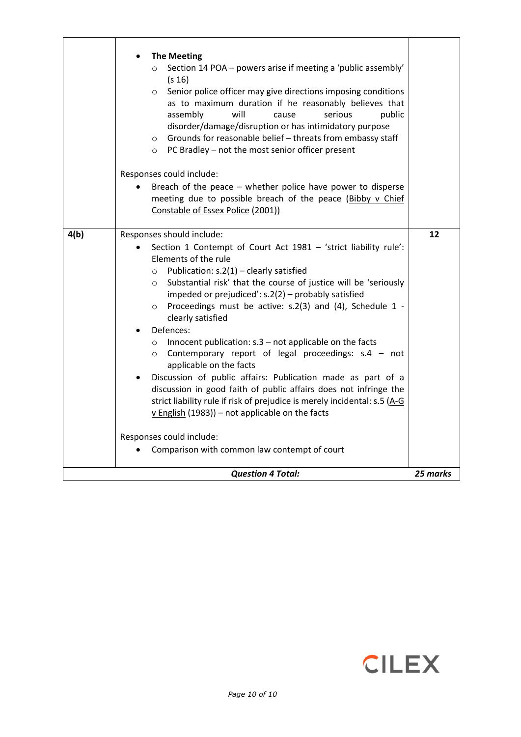| | | |
|---|---|---|
| | • **The Meeting**<br>○ Section 14 POA – powers arise if meeting a 'public assembly' (s 16)<br>○ Senior police officer may give directions imposing conditions as to maximum duration if he reasonably believes that assembly will cause serious public disorder/damage/disruption or has intimidatory purpose<br>○ Grounds for reasonable belief – threats from embassy staff<br>○ PC Bradley – not the most senior officer present<br><br>Responses could include:<br>• Breach of the peace – whether police have power to disperse meeting due to possible breach of the peace (<u>Bibby v Chief Constable of Essex Police</u> (2001)) | |
| **4(b)** | Responses should include:<br>• Section 1 Contempt of Court Act 1981 – 'strict liability rule': Elements of the rule<br>○ Publication: s.2(1) – clearly satisfied<br>○ Substantial risk' that the course of justice will be 'seriously impeded or prejudiced': s.2(2) – probably satisfied<br>○ Proceedings must be active: s.2(3) and (4), Schedule 1 - clearly satisfied<br>• Defences:<br>○ Innocent publication: s.3 – not applicable on the facts<br>○ Contemporary report of legal proceedings: s.4 – not applicable on the facts<br>• Discussion of public affairs: Publication made as part of a discussion in good faith of public affairs does not infringe the strict liability rule if risk of prejudice is merely incidental: s.5 (<u>A-G v English</u> (1983)) – not applicable on the facts<br><br>Responses could include:<br>• Comparison with common law contempt of court | **12** |
| | ***Question 4 Total:*** | ***25 marks*** |